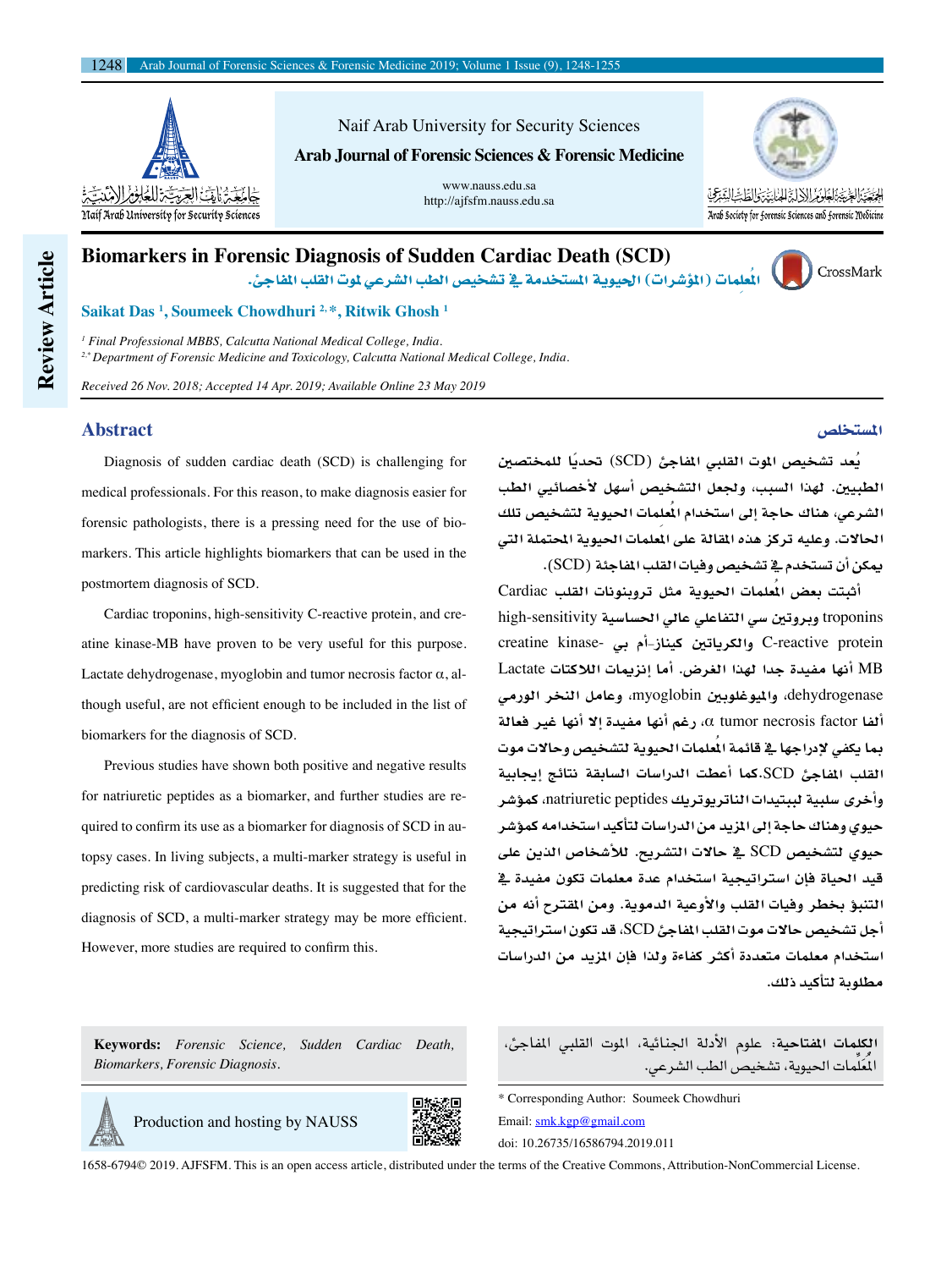Naif Arab University for Security Sciences

**Arab Journal of Forensic Sciences & Forensic Medicine**

www.nauss.edu.sa
http://ajfsfm.nauss.edu.sa

Review Article

# Biomarkers in Forensic Diagnosis of Sudden Cardiac Death (SCD)

**المُعلمات (المؤشرات) الحيوية المستخدمة في تشخيص الطب الشرعي لموت القلب المفاجئ.**

**Saikat Das [1], Soumeek Chowdhuri [2,*], Ritwik Ghosh [1]**

*[1] Final Professional MBBS, Calcutta National Medical College, India.*
*[2,*] Department of Forensic Medicine and Toxicology, Calcutta National Medical College, India.*

*Received 26 Nov. 2018; Accepted 14 Apr. 2019; Available Online 23 May 2019*

## Abstract

Diagnosis of sudden cardiac death (SCD) is challenging for medical professionals. For this reason, to make diagnosis easier for forensic pathologists, there is a pressing need for the use of biomarkers. This article highlights biomarkers that can be used in the postmortem diagnosis of SCD.

Cardiac troponins, high-sensitivity C-reactive protein, and creatine kinase-MB have proven to be very useful for this purpose. Lactate dehydrogenase, myoglobin and tumor necrosis factor α, although useful, are not efficient enough to be included in the list of biomarkers for the diagnosis of SCD.

Previous studies have shown both positive and negative results for natriuretic peptides as a biomarker, and further studies are required to confirm its use as a biomarker for diagnosis of SCD in autopsy cases. In living subjects, a multi-marker strategy is useful in predicting risk of cardiovascular deaths. It is suggested that for the diagnosis of SCD, a multi-marker strategy may be more efficient. However, more studies are required to confirm this.

## المستخلص

يُعد تشخيص الموت القلبي المفاجئ (SCD) تحديًا للمختصين الطبيين. لهذا السبب، ولجعل التشخيص أسهل لأخصائيي الطب الشرعي، هناك حاجة إلى استخدام المُعلمات الحيوية لتشخيص تلك الحالات. وعليه تركز هذه المقالة على المعلمات الحيوية المحتملة التي يمكن أن تستخدم في تشخيص وفيات القلب المفاجئة (SCD).

أثبتت بعض المُعلمات الحيوية مثل تروبونات القلب Cardiac troponins وبروتين سي التفاعلي عالي الحساسية high-sensitivity C-reactive protein والكرياتين كيناز-أم بي creatine kinase-MB أنها مفيدة جدا لهذا الغرض. أما إنزيمات اللاكتات Lactate dehydrogenase، والميوغلوبين myoglobin، وعامل النخر الورمي ألفا α tumor necrosis factor، رغم أنها مفيدة إلا أنها غير فعالة بما يكفي لإدراجها في قائمة المُعلمات الحيوية لتشخيص وحالات موت القلب المفاجئ SCD.كما أعطت الدراسات السابقة نتائج إيجابية وأخرى سلبية لببتيدات الناتريوتريك natriuretic peptides، كمؤشر حيوي وهناك حاجة إلى المزيد من الدراسات لتأكيد استخدامه كمؤشر حيوي لتشخيص SCD في حالات التشريح. للأشخاص الذين على قيد الحياة فإن استراتيجية استخدام عدة معلمات تكون مفيدة في التنبؤ بخطر وفيات القلب والأوعية الدموية. ومن المقترح أنه من أجل تشخيص حالات موت القلب المفاجئ SCD، قد تكون استراتيجية استخدام معلمات متعددة أكثر كفاءة ولذا فإن المزيد من الدراسات مطلوبة لتأكيد ذلك.

**Keywords:** *Forensic Science, Sudden Cardiac Death, Biomarkers, Forensic Diagnosis.*

**الكلمات المفتاحية:** علوم الأدلة الجنائية، الموت القلبي المفاجئ، المُعلّمات الحيوية، تشخيص الطب الشرعي.

Production and hosting by NAUSS

\* Corresponding Author: Soumeek Chowdhuri
Email: smk.kgp@gmail.com
doi: 10.26735/16586794.2019.011

1658-6794© 2019. AJFSFM. This is an open access article, distributed under the terms of the Creative Commons, Attribution-NonCommercial License.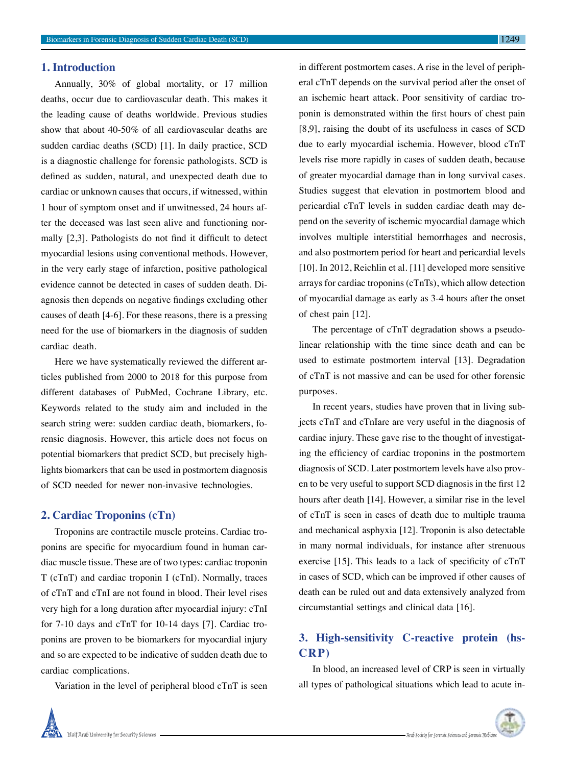## 1. Introduction

Annually, 30% of global mortality, or 17 million deaths, occur due to cardiovascular death. This makes it the leading cause of deaths worldwide. Previous studies show that about 40-50% of all cardiovascular deaths are sudden cardiac deaths (SCD) [1]. In daily practice, SCD is a diagnostic challenge for forensic pathologists. SCD is defined as sudden, natural, and unexpected death due to cardiac or unknown causes that occurs, if witnessed, within 1 hour of symptom onset and if unwitnessed, 24 hours after the deceased was last seen alive and functioning normally [2,3]. Pathologists do not find it difficult to detect myocardial lesions using conventional methods. However, in the very early stage of infarction, positive pathological evidence cannot be detected in cases of sudden death. Diagnosis then depends on negative findings excluding other causes of death [4-6]. For these reasons, there is a pressing need for the use of biomarkers in the diagnosis of sudden cardiac death.

Here we have systematically reviewed the different articles published from 2000 to 2018 for this purpose from different databases of PubMed, Cochrane Library, etc. Keywords related to the study aim and included in the search string were: sudden cardiac death, biomarkers, forensic diagnosis. However, this article does not focus on potential biomarkers that predict SCD, but precisely highlights biomarkers that can be used in postmortem diagnosis of SCD needed for newer non-invasive technologies.

## 2. Cardiac Troponins (cTn)

Troponins are contractile muscle proteins. Cardiac troponins are specific for myocardium found in human cardiac muscle tissue. These are of two types: cardiac troponin T (cTnT) and cardiac troponin I (cTnI). Normally, traces of cTnT and cTnI are not found in blood. Their level rises very high for a long duration after myocardial injury: cTnI for 7-10 days and cTnT for 10-14 days [7]. Cardiac troponins are proven to be biomarkers for myocardial injury and so are expected to be indicative of sudden death due to cardiac complications.

Variation in the level of peripheral blood cTnT is seen in different postmortem cases. A rise in the level of peripheral cTnT depends on the survival period after the onset of an ischemic heart attack. Poor sensitivity of cardiac troponin is demonstrated within the first hours of chest pain [8,9], raising the doubt of its usefulness in cases of SCD due to early myocardial ischemia. However, blood cTnT levels rise more rapidly in cases of sudden death, because of greater myocardial damage than in long survival cases. Studies suggest that elevation in postmortem blood and pericardial cTnT levels in sudden cardiac death may depend on the severity of ischemic myocardial damage which involves multiple interstitial hemorrhages and necrosis, and also postmortem period for heart and pericardial levels [10]. In 2012, Reichlin et al. [11] developed more sensitive arrays for cardiac troponins (cTnTs), which allow detection of myocardial damage as early as 3-4 hours after the onset of chest pain [12].

The percentage of cTnT degradation shows a pseudo-linear relationship with the time since death and can be used to estimate postmortem interval [13]. Degradation of cTnT is not massive and can be used for other forensic purposes.

In recent years, studies have proven that in living subjects cTnT and cTnIare are very useful in the diagnosis of cardiac injury. These gave rise to the thought of investigating the efficiency of cardiac troponins in the postmortem diagnosis of SCD. Later postmortem levels have also proven to be very useful to support SCD diagnosis in the first 12 hours after death [14]. However, a similar rise in the level of cTnT is seen in cases of death due to multiple trauma and mechanical asphyxia [12]. Troponin is also detectable in many normal individuals, for instance after strenuous exercise [15]. This leads to a lack of specificity of cTnT in cases of SCD, which can be improved if other causes of death can be ruled out and data extensively analyzed from circumstantial settings and clinical data [16].

## 3. High-sensitivity C-reactive protein (hs-CRP)

In blood, an increased level of CRP is seen in virtually all types of pathological situations which lead to acute in-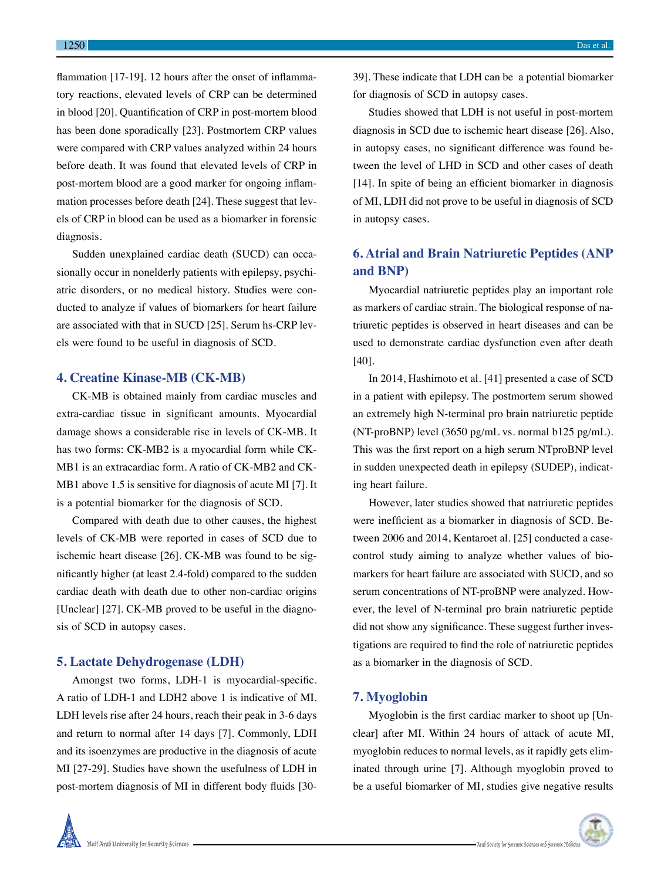flammation [17-19]. 12 hours after the onset of inflammatory reactions, elevated levels of CRP can be determined in blood [20]. Quantification of CRP in post-mortem blood has been done sporadically [23]. Postmortem CRP values were compared with CRP values analyzed within 24 hours before death. It was found that elevated levels of CRP in post-mortem blood are a good marker for ongoing inflammation processes before death [24]. These suggest that levels of CRP in blood can be used as a biomarker in forensic diagnosis.

Sudden unexplained cardiac death (SUCD) can occasionally occur in nonelderly patients with epilepsy, psychiatric disorders, or no medical history. Studies were conducted to analyze if values of biomarkers for heart failure are associated with that in SUCD [25]. Serum hs-CRP levels were found to be useful in diagnosis of SCD.

## 4. Creatine Kinase-MB (CK-MB)

CK-MB is obtained mainly from cardiac muscles and extra-cardiac tissue in significant amounts. Myocardial damage shows a considerable rise in levels of CK-MB. It has two forms: CK-MB2 is a myocardial form while CK-MB1 is an extracardiac form. A ratio of CK-MB2 and CK-MB1 above 1.5 is sensitive for diagnosis of acute MI [7]. It is a potential biomarker for the diagnosis of SCD.

Compared with death due to other causes, the highest levels of CK-MB were reported in cases of SCD due to ischemic heart disease [26]. CK-MB was found to be significantly higher (at least 2.4-fold) compared to the sudden cardiac death with death due to other non-cardiac origins [Unclear] [27]. CK-MB proved to be useful in the diagnosis of SCD in autopsy cases.

## 5. Lactate Dehydrogenase (LDH)

Amongst two forms, LDH-1 is myocardial-specific. A ratio of LDH-1 and LDH2 above 1 is indicative of MI. LDH levels rise after 24 hours, reach their peak in 3-6 days and return to normal after 14 days [7]. Commonly, LDH and its isoenzymes are productive in the diagnosis of acute MI [27-29]. Studies have shown the usefulness of LDH in post-mortem diagnosis of MI in different body fluids [30-39]. These indicate that LDH can be a potential biomarker for diagnosis of SCD in autopsy cases.

Studies showed that LDH is not useful in post-mortem diagnosis in SCD due to ischemic heart disease [26]. Also, in autopsy cases, no significant difference was found between the level of LHD in SCD and other cases of death [14]. In spite of being an efficient biomarker in diagnosis of MI, LDH did not prove to be useful in diagnosis of SCD in autopsy cases.

## 6. Atrial and Brain Natriuretic Peptides (ANP and BNP)

Myocardial natriuretic peptides play an important role as markers of cardiac strain. The biological response of natriuretic peptides is observed in heart diseases and can be used to demonstrate cardiac dysfunction even after death [40].

In 2014, Hashimoto et al. [41] presented a case of SCD in a patient with epilepsy. The postmortem serum showed an extremely high N-terminal pro brain natriuretic peptide (NT-proBNP) level (3650 pg/mL vs. normal b125 pg/mL). This was the first report on a high serum NTproBNP level in sudden unexpected death in epilepsy (SUDEP), indicating heart failure.

However, later studies showed that natriuretic peptides were inefficient as a biomarker in diagnosis of SCD. Between 2006 and 2014, Kentaroet al. [25] conducted a case-control study aiming to analyze whether values of biomarkers for heart failure are associated with SUCD, and so serum concentrations of NT-proBNP were analyzed. However, the level of N-terminal pro brain natriuretic peptide did not show any significance. These suggest further investigations are required to find the role of natriuretic peptides as a biomarker in the diagnosis of SCD.

## 7. Myoglobin

Myoglobin is the first cardiac marker to shoot up [Unclear] after MI. Within 24 hours of attack of acute MI, myoglobin reduces to normal levels, as it rapidly gets eliminated through urine [7]. Although myoglobin proved to be a useful biomarker of MI, studies give negative results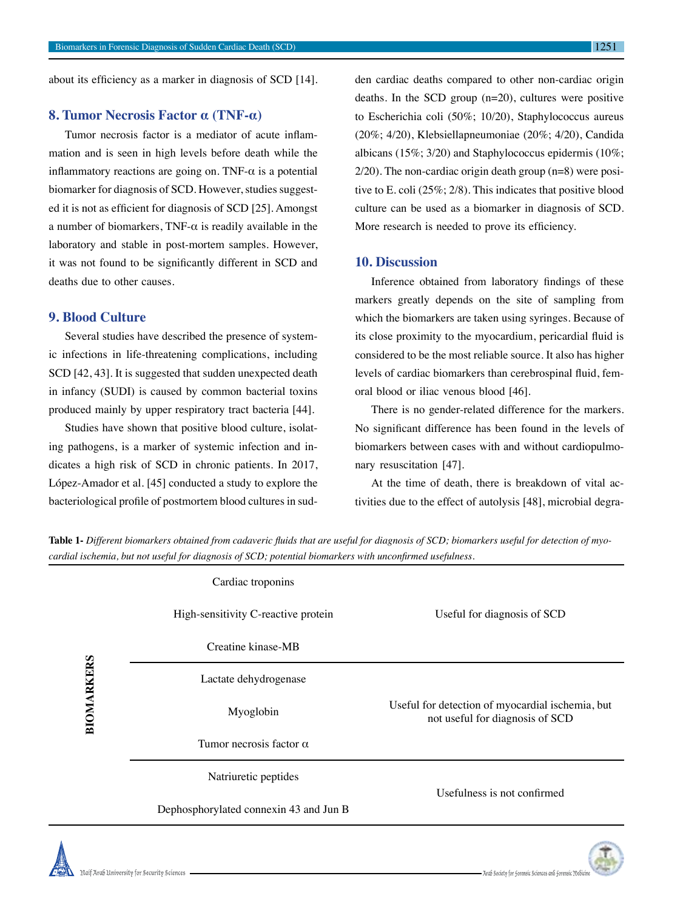about its efficiency as a marker in diagnosis of SCD [14].

## 8. Tumor Necrosis Factor α (TNF-α)

Tumor necrosis factor is a mediator of acute inflammation and is seen in high levels before death while the inflammatory reactions are going on. TNF-α is a potential biomarker for diagnosis of SCD. However, studies suggested it is not as efficient for diagnosis of SCD [25]. Amongst a number of biomarkers, TNF-α is readily available in the laboratory and stable in post-mortem samples. However, it was not found to be significantly different in SCD and deaths due to other causes.

## 9. Blood Culture

Several studies have described the presence of systemic infections in life-threatening complications, including SCD [42, 43]. It is suggested that sudden unexpected death in infancy (SUDI) is caused by common bacterial toxins produced mainly by upper respiratory tract bacteria [44].

Studies have shown that positive blood culture, isolating pathogens, is a marker of systemic infection and indicates a high risk of SCD in chronic patients. In 2017, López-Amador et al. [45] conducted a study to explore the bacteriological profile of postmortem blood cultures in sudden cardiac deaths compared to other non-cardiac origin deaths. In the SCD group (n=20), cultures were positive to Escherichia coli (50%; 10/20), Staphylococcus aureus (20%; 4/20), Klebsiellapneumoniae (20%; 4/20), Candida albicans (15%; 3/20) and Staphylococcus epidermis (10%; 2/20). The non-cardiac origin death group (n=8) were positive to E. coli (25%; 2/8). This indicates that positive blood culture can be used as a biomarker in diagnosis of SCD. More research is needed to prove its efficiency.

## 10. Discussion

Inference obtained from laboratory findings of these markers greatly depends on the site of sampling from which the biomarkers are taken using syringes. Because of its close proximity to the myocardium, pericardial fluid is considered to be the most reliable source. It also has higher levels of cardiac biomarkers than cerebrospinal fluid, femoral blood or iliac venous blood [46].

There is no gender-related difference for the markers. No significant difference has been found in the levels of biomarkers between cases with and without cardiopulmonary resuscitation [47].

At the time of death, there is breakdown of vital activities due to the effect of autolysis [48], microbial degra-

**Table 1-** *Different biomarkers obtained from cadaveric fluids that are useful for diagnosis of SCD; biomarkers useful for detection of myocardial ischemia, but not useful for diagnosis of SCD; potential biomarkers with unconfirmed usefulness.*

| | Biomarker | Usefulness |
|---|---|---|
| BIOMARKERS | Cardiac troponins | Useful for diagnosis of SCD |
| | High-sensitivity C-reactive protein | |
| | Creatine kinase-MB | |
| | Lactate dehydrogenase | Useful for detection of myocardial ischemia, but not useful for diagnosis of SCD |
| | Myoglobin | |
| | Tumor necrosis factor α | |
| | Natriuretic peptides | Usefulness is not confirmed |
| | Dephosphorylated connexin 43 and Jun B | |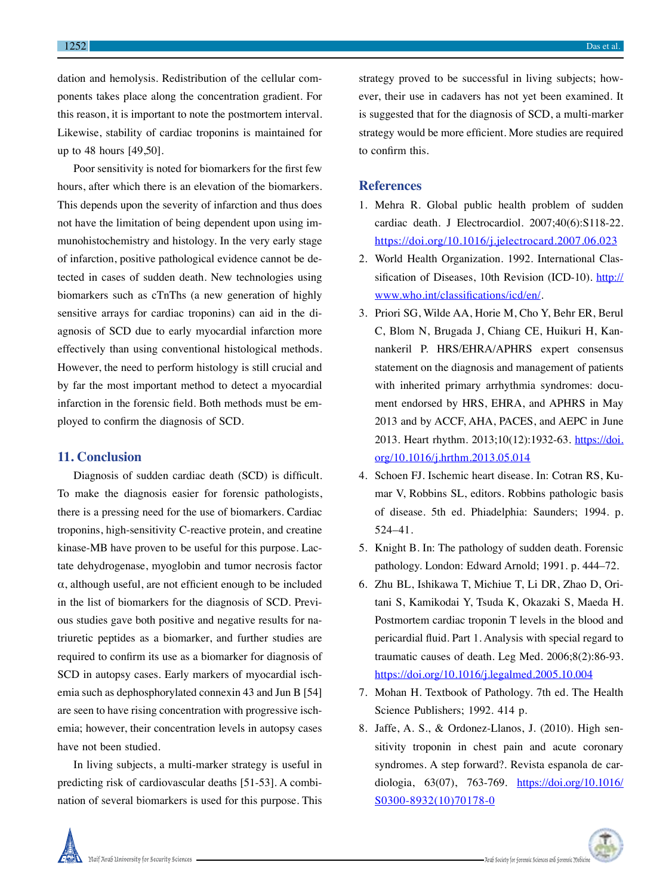dation and hemolysis. Redistribution of the cellular components takes place along the concentration gradient. For this reason, it is important to note the postmortem interval. Likewise, stability of cardiac troponins is maintained for up to 48 hours [49,50].

Poor sensitivity is noted for biomarkers for the first few hours, after which there is an elevation of the biomarkers. This depends upon the severity of infarction and thus does not have the limitation of being dependent upon using immunohistochemistry and histology. In the very early stage of infarction, positive pathological evidence cannot be detected in cases of sudden death. New technologies using biomarkers such as cTnThs (a new generation of highly sensitive arrays for cardiac troponins) can aid in the diagnosis of SCD due to early myocardial infarction more effectively than using conventional histological methods. However, the need to perform histology is still crucial and by far the most important method to detect a myocardial infarction in the forensic field. Both methods must be employed to confirm the diagnosis of SCD.

## 11. Conclusion

Diagnosis of sudden cardiac death (SCD) is difficult. To make the diagnosis easier for forensic pathologists, there is a pressing need for the use of biomarkers. Cardiac troponins, high-sensitivity C-reactive protein, and creatine kinase-MB have proven to be useful for this purpose. Lactate dehydrogenase, myoglobin and tumor necrosis factor $\alpha$, although useful, are not efficient enough to be included in the list of biomarkers for the diagnosis of SCD. Previous studies gave both positive and negative results for natriuretic peptides as a biomarker, and further studies are required to confirm its use as a biomarker for diagnosis of SCD in autopsy cases. Early markers of myocardial ischemia such as dephosphorylated connexin 43 and Jun B [54] are seen to have rising concentration with progressive ischemia; however, their concentration levels in autopsy cases have not been studied.

In living subjects, a multi-marker strategy is useful in predicting risk of cardiovascular deaths [51-53]. A combination of several biomarkers is used for this purpose. This strategy proved to be successful in living subjects; however, their use in cadavers has not yet been examined. It is suggested that for the diagnosis of SCD, a multi-marker strategy would be more efficient. More studies are required to confirm this.

## References

1. Mehra R. Global public health problem of sudden cardiac death. J Electrocardiol. 2007;40(6):S118-22. https://doi.org/10.1016/j.jelectrocard.2007.06.023
2. World Health Organization. 1992. International Classification of Diseases, 10th Revision (ICD-10). http://www.who.int/classifications/icd/en/.
3. Priori SG, Wilde AA, Horie M, Cho Y, Behr ER, Berul C, Blom N, Brugada J, Chiang CE, Huikuri H, Kannankeril P. HRS/EHRA/APHRS expert consensus statement on the diagnosis and management of patients with inherited primary arrhythmia syndromes: document endorsed by HRS, EHRA, and APHRS in May 2013 and by ACCF, AHA, PACES, and AEPC in June 2013. Heart rhythm. 2013;10(12):1932-63. https://doi.org/10.1016/j.hrthm.2013.05.014
4. Schoen FJ. Ischemic heart disease. In: Cotran RS, Kumar V, Robbins SL, editors. Robbins pathologic basis of disease. 5th ed. Phiadelphia: Saunders; 1994. p. 524–41.
5. Knight B. In: The pathology of sudden death. Forensic pathology. London: Edward Arnold; 1991. p. 444–72.
6. Zhu BL, Ishikawa T, Michiue T, Li DR, Zhao D, Oritani S, Kamikodai Y, Tsuda K, Okazaki S, Maeda H. Postmortem cardiac troponin T levels in the blood and pericardial fluid. Part 1. Analysis with special regard to traumatic causes of death. Leg Med. 2006;8(2):86-93. https://doi.org/10.1016/j.legalmed.2005.10.004
7. Mohan H. Textbook of Pathology. 7th ed. The Health Science Publishers; 1992. 414 p.
8. Jaffe, A. S., & Ordonez-Llanos, J. (2010). High sensitivity troponin in chest pain and acute coronary syndromes. A step forward?. Revista espanola de cardiologia, 63(07), 763-769. https://doi.org/10.1016/S0300-8932(10)70178-0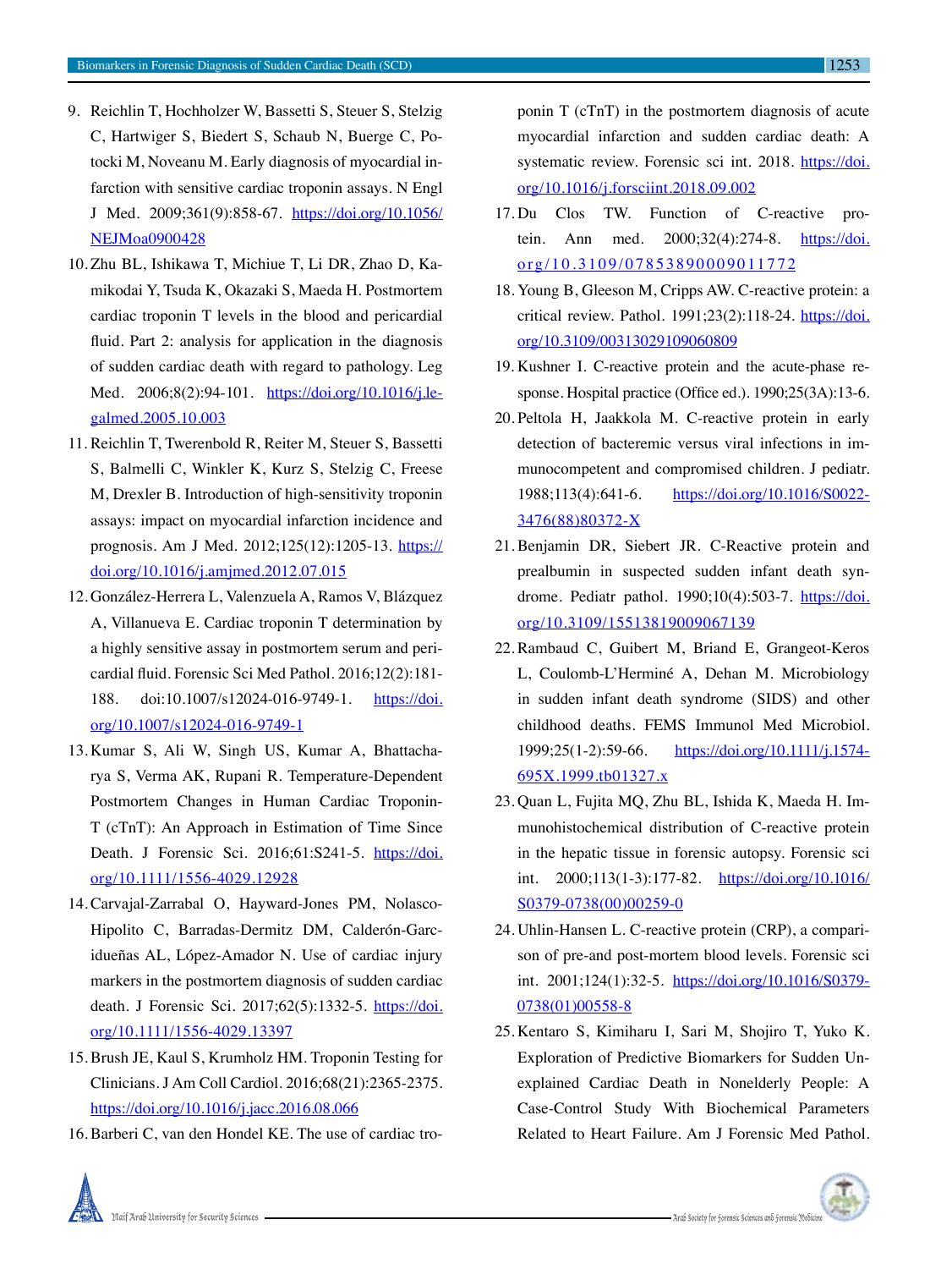9. Reichlin T, Hochholzer W, Bassetti S, Steuer S, Stelzig C, Hartwiger S, Biedert S, Schaub N, Buerge C, Potocki M, Noveanu M. Early diagnosis of myocardial infarction with sensitive cardiac troponin assays. N Engl J Med. 2009;361(9):858-67. https://doi.org/10.1056/NEJMoa0900428
10. Zhu BL, Ishikawa T, Michiue T, Li DR, Zhao D, Kamikodai Y, Tsuda K, Okazaki S, Maeda H. Postmortem cardiac troponin T levels in the blood and pericardial fluid. Part 2: analysis for application in the diagnosis of sudden cardiac death with regard to pathology. Leg Med. 2006;8(2):94-101. https://doi.org/10.1016/j.legalmed.2005.10.003
11. Reichlin T, Twerenbold R, Reiter M, Steuer S, Bassetti S, Balmelli C, Winkler K, Kurz S, Stelzig C, Freese M, Drexler B. Introduction of high-sensitivity troponin assays: impact on myocardial infarction incidence and prognosis. Am J Med. 2012;125(12):1205-13. https://doi.org/10.1016/j.amjmed.2012.07.015
12. González-Herrera L, Valenzuela A, Ramos V, Blázquez A, Villanueva E. Cardiac troponin T determination by a highly sensitive assay in postmortem serum and pericardial fluid. Forensic Sci Med Pathol. 2016;12(2):181-188. doi:10.1007/s12024-016-9749-1. https://doi.org/10.1007/s12024-016-9749-1
13. Kumar S, Ali W, Singh US, Kumar A, Bhattacharya S, Verma AK, Rupani R. Temperature-Dependent Postmortem Changes in Human Cardiac Troponin-T (cTnT): An Approach in Estimation of Time Since Death. J Forensic Sci. 2016;61:S241-5. https://doi.org/10.1111/1556-4029.12928
14. Carvajal-Zarrabal O, Hayward-Jones PM, Nolasco-Hipolito C, Barradas-Dermitz DM, Calderón-Garcidueñas AL, López-Amador N. Use of cardiac injury markers in the postmortem diagnosis of sudden cardiac death. J Forensic Sci. 2017;62(5):1332-5. https://doi.org/10.1111/1556-4029.13397
15. Brush JE, Kaul S, Krumholz HM. Troponin Testing for Clinicians. J Am Coll Cardiol. 2016;68(21):2365-2375. https://doi.org/10.1016/j.jacc.2016.08.066
16. Barberi C, van den Hondel KE. The use of cardiac troponin T (cTnT) in the postmortem diagnosis of acute myocardial infarction and sudden cardiac death: A systematic review. Forensic sci int. 2018. https://doi.org/10.1016/j.forsciint.2018.09.002
17. Du Clos TW. Function of C-reactive protein. Ann med. 2000;32(4):274-8. https://doi.org/10.3109/07853890009011772
18. Young B, Gleeson M, Cripps AW. C-reactive protein: a critical review. Pathol. 1991;23(2):118-24. https://doi.org/10.3109/00313029109060809
19. Kushner I. C-reactive protein and the acute-phase response. Hospital practice (Office ed.). 1990;25(3A):13-6.
20. Peltola H, Jaakkola M. C-reactive protein in early detection of bacteremic versus viral infections in immunocompetent and compromised children. J pediatr. 1988;113(4):641-6. https://doi.org/10.1016/S0022-3476(88)80372-X
21. Benjamin DR, Siebert JR. C-Reactive protein and prealbumin in suspected sudden infant death syndrome. Pediatr pathol. 1990;10(4):503-7. https://doi.org/10.3109/15513819009067139
22. Rambaud C, Guibert M, Briand E, Grangeot-Keros L, Coulomb-L'Herminé A, Dehan M. Microbiology in sudden infant death syndrome (SIDS) and other childhood deaths. FEMS Immunol Med Microbiol. 1999;25(1-2):59-66. https://doi.org/10.1111/j.1574-695X.1999.tb01327.x
23. Quan L, Fujita MQ, Zhu BL, Ishida K, Maeda H. Immunohistochemical distribution of C-reactive protein in the hepatic tissue in forensic autopsy. Forensic sci int. 2000;113(1-3):177-82. https://doi.org/10.1016/S0379-0738(00)00259-0
24. Uhlin-Hansen L. C-reactive protein (CRP), a comparison of pre-and post-mortem blood levels. Forensic sci int. 2001;124(1):32-5. https://doi.org/10.1016/S0379-0738(01)00558-8
25. Kentaro S, Kimiharu I, Sari M, Shojiro T, Yuko K. Exploration of Predictive Biomarkers for Sudden Unexplained Cardiac Death in Nonelderly People: A Case-Control Study With Biochemical Parameters Related to Heart Failure. Am J Forensic Med Pathol.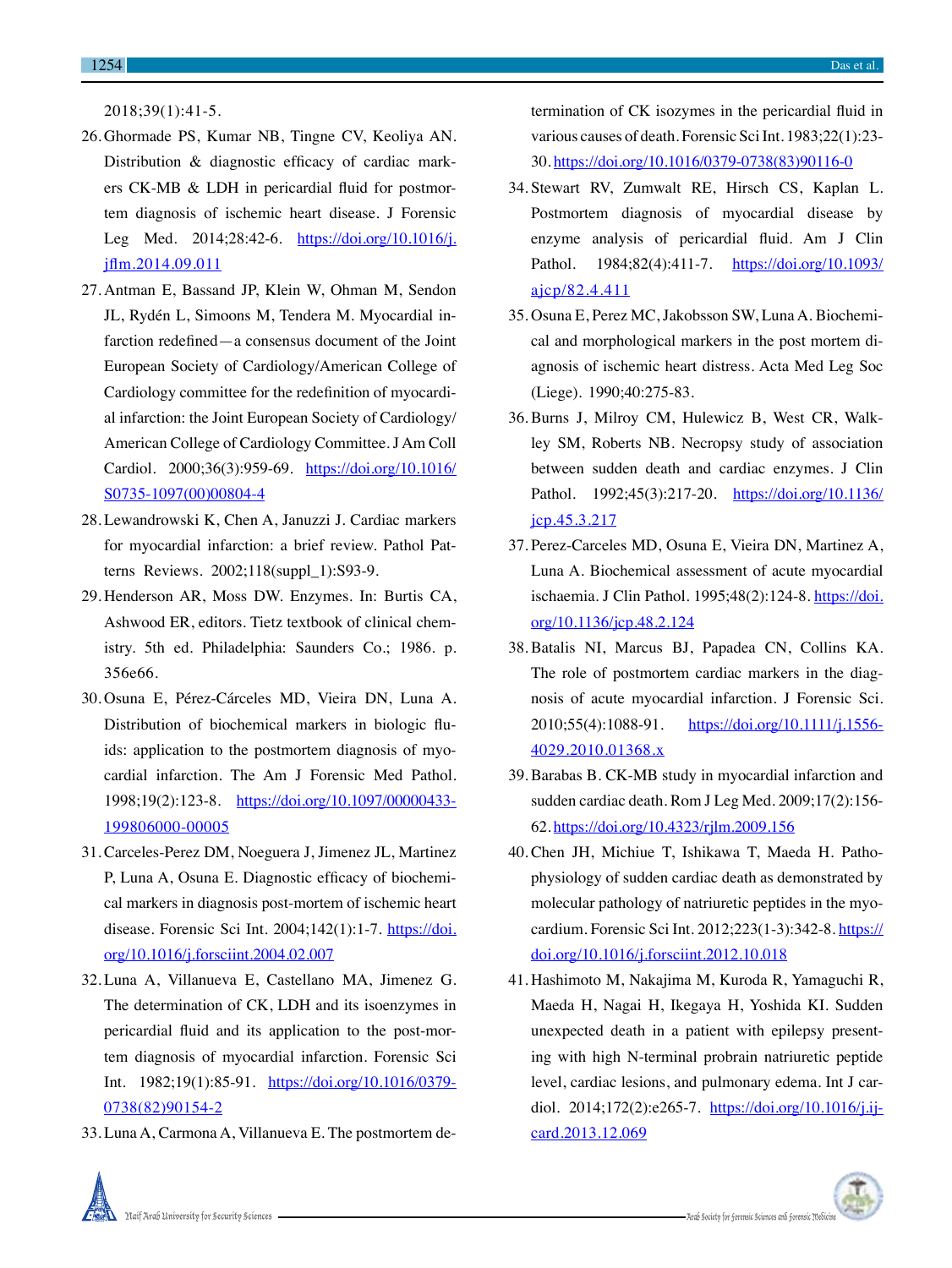2018;39(1):41-5.

26. Ghormade PS, Kumar NB, Tingne CV, Keoliya AN. Distribution & diagnostic efficacy of cardiac markers CK-MB & LDH in pericardial fluid for postmortem diagnosis of ischemic heart disease. J Forensic Leg Med. 2014;28:42-6. https://doi.org/10.1016/j.jflm.2014.09.011
27. Antman E, Bassand JP, Klein W, Ohman M, Sendon JL, Rydén L, Simoons M, Tendera M. Myocardial infarction redefined—a consensus document of the Joint European Society of Cardiology/American College of Cardiology committee for the redefinition of myocardial infarction: the Joint European Society of Cardiology/American College of Cardiology Committee. J Am Coll Cardiol. 2000;36(3):959-69. https://doi.org/10.1016/S0735-1097(00)00804-4
28. Lewandrowski K, Chen A, Januzzi J. Cardiac markers for myocardial infarction: a brief review. Pathol Patterns Reviews. 2002;118(suppl_1):S93-9.
29. Henderson AR, Moss DW. Enzymes. In: Burtis CA, Ashwood ER, editors. Tietz textbook of clinical chemistry. 5th ed. Philadelphia: Saunders Co.; 1986. p. 356e66.
30. Osuna E, Pérez-Cárceles MD, Vieira DN, Luna A. Distribution of biochemical markers in biologic fluids: application to the postmortem diagnosis of myocardial infarction. The Am J Forensic Med Pathol. 1998;19(2):123-8. https://doi.org/10.1097/00000433-199806000-00005
31. Carceles-Perez DM, Noeguera J, Jimenez JL, Martinez P, Luna A, Osuna E. Diagnostic efficacy of biochemical markers in diagnosis post-mortem of ischemic heart disease. Forensic Sci Int. 2004;142(1):1-7. https://doi.org/10.1016/j.forsciint.2004.02.007
32. Luna A, Villanueva E, Castellano MA, Jimenez G. The determination of CK, LDH and its isoenzymes in pericardial fluid and its application to the post-mortem diagnosis of myocardial infarction. Forensic Sci Int. 1982;19(1):85-91. https://doi.org/10.1016/0379-0738(82)90154-2
33. Luna A, Carmona A, Villanueva E. The postmortem determination of CK isozymes in the pericardial fluid in various causes of death. Forensic Sci Int. 1983;22(1):23-30. https://doi.org/10.1016/0379-0738(83)90116-0
34. Stewart RV, Zumwalt RE, Hirsch CS, Kaplan L. Postmortem diagnosis of myocardial disease by enzyme analysis of pericardial fluid. Am J Clin Pathol. 1984;82(4):411-7. https://doi.org/10.1093/ajcp/82.4.411
35. Osuna E, Perez MC, Jakobsson SW, Luna A. Biochemical and morphological markers in the post mortem diagnosis of ischemic heart distress. Acta Med Leg Soc (Liege). 1990;40:275-83.
36. Burns J, Milroy CM, Hulewicz B, West CR, Walkley SM, Roberts NB. Necropsy study of association between sudden death and cardiac enzymes. J Clin Pathol. 1992;45(3):217-20. https://doi.org/10.1136/jcp.45.3.217
37. Perez-Carceles MD, Osuna E, Vieira DN, Martinez A, Luna A. Biochemical assessment of acute myocardial ischaemia. J Clin Pathol. 1995;48(2):124-8. https://doi.org/10.1136/jcp.48.2.124
38. Batalis NI, Marcus BJ, Papadea CN, Collins KA. The role of postmortem cardiac markers in the diagnosis of acute myocardial infarction. J Forensic Sci. 2010;55(4):1088-91. https://doi.org/10.1111/j.1556-4029.2010.01368.x
39. Barabas B. CK-MB study in myocardial infarction and sudden cardiac death. Rom J Leg Med. 2009;17(2):156-62. https://doi.org/10.4323/rjlm.2009.156
40. Chen JH, Michiue T, Ishikawa T, Maeda H. Pathophysiology of sudden cardiac death as demonstrated by molecular pathology of natriuretic peptides in the myocardium. Forensic Sci Int. 2012;223(1-3):342-8. https://doi.org/10.1016/j.forsciint.2012.10.018
41. Hashimoto M, Nakajima M, Kuroda R, Yamaguchi R, Maeda H, Nagai H, Ikegaya H, Yoshida KI. Sudden unexpected death in a patient with epilepsy presenting with high N-terminal probrain natriuretic peptide level, cardiac lesions, and pulmonary edema. Int J cardiol. 2014;172(2):e265-7. https://doi.org/10.1016/j.ijcard.2013.12.069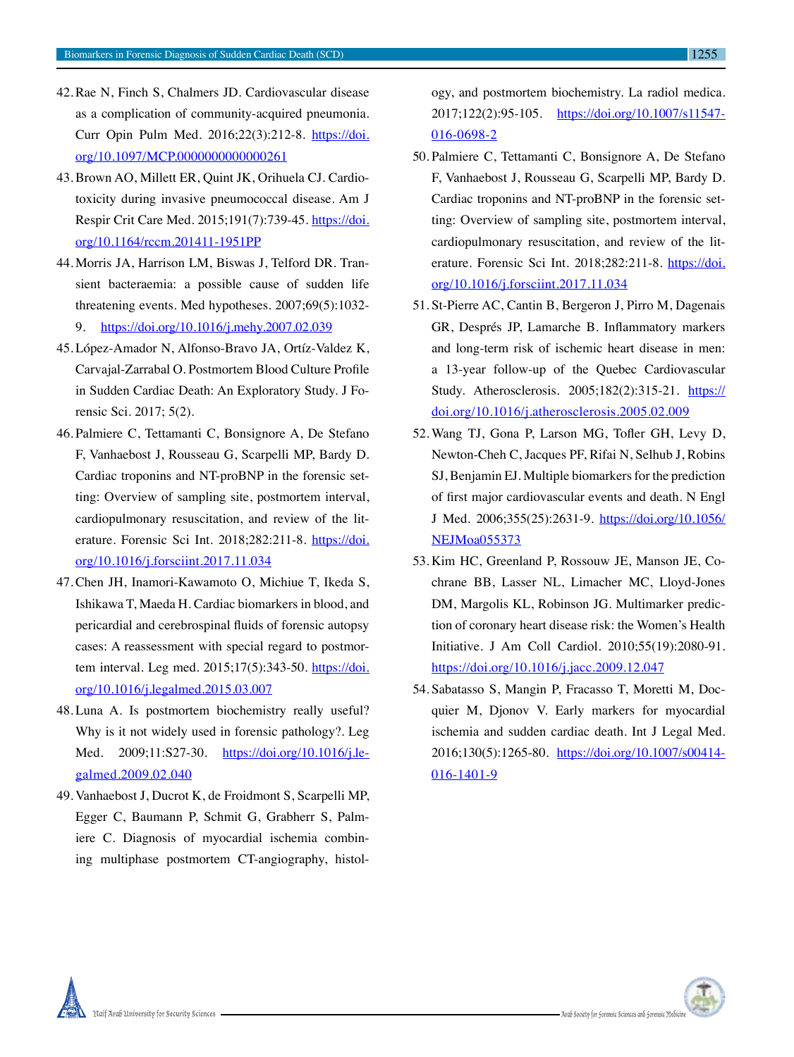42. Rae N, Finch S, Chalmers JD. Cardiovascular disease as a complication of community-acquired pneumonia. Curr Opin Pulm Med. 2016;22(3):212-8. https://doi.org/10.1097/MCP.0000000000000261
43. Brown AO, Millett ER, Quint JK, Orihuela CJ. Cardiotoxicity during invasive pneumococcal disease. Am J Respir Crit Care Med. 2015;191(7):739-45. https://doi.org/10.1164/rccm.201411-1951PP
44. Morris JA, Harrison LM, Biswas J, Telford DR. Transient bacteraemia: a possible cause of sudden life threatening events. Med hypotheses. 2007;69(5):1032-9. https://doi.org/10.1016/j.mehy.2007.02.039
45. López-Amador N, Alfonso-Bravo JA, Ortíz-Valdez K, Carvajal-Zarrabal O. Postmortem Blood Culture Profile in Sudden Cardiac Death: An Exploratory Study. J Forensic Sci. 2017; 5(2).
46. Palmiere C, Tettamanti C, Bonsignore A, De Stefano F, Vanhaebost J, Rousseau G, Scarpelli MP, Bardy D. Cardiac troponins and NT-proBNP in the forensic setting: Overview of sampling site, postmortem interval, cardiopulmonary resuscitation, and review of the literature. Forensic Sci Int. 2018;282:211-8. https://doi.org/10.1016/j.forsciint.2017.11.034
47. Chen JH, Inamori-Kawamoto O, Michiue T, Ikeda S, Ishikawa T, Maeda H. Cardiac biomarkers in blood, and pericardial and cerebrospinal fluids of forensic autopsy cases: A reassessment with special regard to postmortem interval. Leg med. 2015;17(5):343-50. https://doi.org/10.1016/j.legalmed.2015.03.007
48. Luna A. Is postmortem biochemistry really useful? Why is it not widely used in forensic pathology?. Leg Med. 2009;11:S27-30. https://doi.org/10.1016/j.legalmed.2009.02.040
49. Vanhaebost J, Ducrot K, de Froidmont S, Scarpelli MP, Egger C, Baumann P, Schmit G, Grabherr S, Palmiere C. Diagnosis of myocardial ischemia combining multiphase postmortem CT-angiography, histology, and postmortem biochemistry. La radiol medica. 2017;122(2):95-105. https://doi.org/10.1007/s11547-016-0698-2
50. Palmiere C, Tettamanti C, Bonsignore A, De Stefano F, Vanhaebost J, Rousseau G, Scarpelli MP, Bardy D. Cardiac troponins and NT-proBNP in the forensic setting: Overview of sampling site, postmortem interval, cardiopulmonary resuscitation, and review of the literature. Forensic Sci Int. 2018;282:211-8. https://doi.org/10.1016/j.forsciint.2017.11.034
51. St-Pierre AC, Cantin B, Bergeron J, Pirro M, Dagenais GR, Després JP, Lamarche B. Inflammatory markers and long-term risk of ischemic heart disease in men: a 13-year follow-up of the Quebec Cardiovascular Study. Atherosclerosis. 2005;182(2):315-21. https://doi.org/10.1016/j.atherosclerosis.2005.02.009
52. Wang TJ, Gona P, Larson MG, Tofler GH, Levy D, Newton-Cheh C, Jacques PF, Rifai N, Selhub J, Robins SJ, Benjamin EJ. Multiple biomarkers for the prediction of first major cardiovascular events and death. N Engl J Med. 2006;355(25):2631-9. https://doi.org/10.1056/NEJMoa055373
53. Kim HC, Greenland P, Rossouw JE, Manson JE, Cochrane BB, Lasser NL, Limacher MC, Lloyd-Jones DM, Margolis KL, Robinson JG. Multimarker prediction of coronary heart disease risk: the Women's Health Initiative. J Am Coll Cardiol. 2010;55(19):2080-91. https://doi.org/10.1016/j.jacc.2009.12.047
54. Sabatasso S, Mangin P, Fracasso T, Moretti M, Docquier M, Djonov V. Early markers for myocardial ischemia and sudden cardiac death. Int J Legal Med. 2016;130(5):1265-80. https://doi.org/10.1007/s00414-016-1401-9